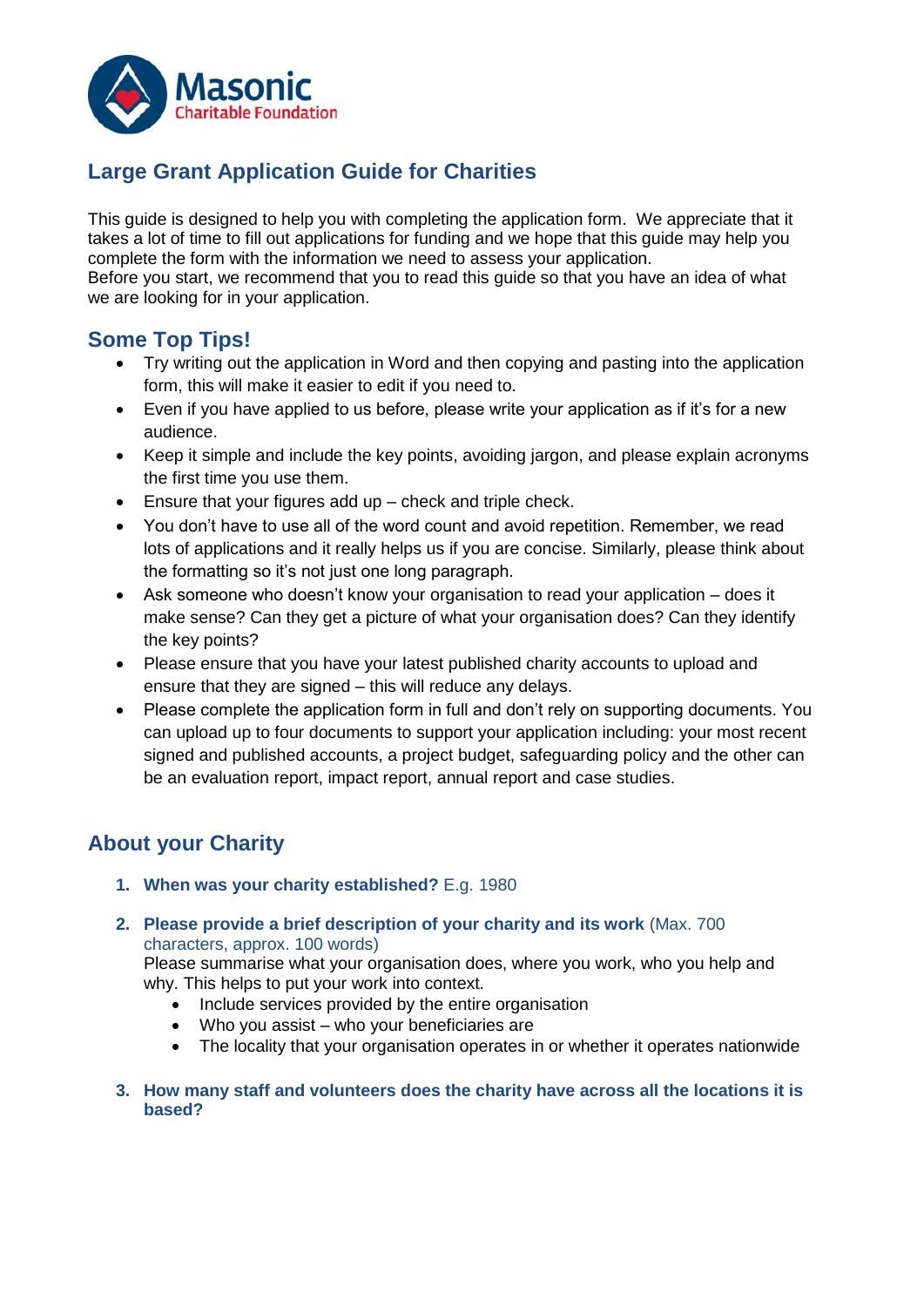Masonic Charitable Foundation

# Large Grant Application Guide for Charities

This guide is designed to help you with completing the application form. We appreciate that it takes a lot of time to fill out applications for funding and we hope that this guide may help you complete the form with the information we need to assess your application.
Before you start, we recommend that you to read this guide so that you have an idea of what we are looking for in your application.

## Some Top Tips!

- Try writing out the application in Word and then copying and pasting into the application form, this will make it easier to edit if you need to.
- Even if you have applied to us before, please write your application as if it's for a new audience.
- Keep it simple and include the key points, avoiding jargon, and please explain acronyms the first time you use them.
- Ensure that your figures add up – check and triple check.
- You don't have to use all of the word count and avoid repetition. Remember, we read lots of applications and it really helps us if you are concise. Similarly, please think about the formatting so it's not just one long paragraph.
- Ask someone who doesn't know your organisation to read your application – does it make sense? Can they get a picture of what your organisation does? Can they identify the key points?
- Please ensure that you have your latest published charity accounts to upload and ensure that they are signed – this will reduce any delays.
- Please complete the application form in full and don't rely on supporting documents. You can upload up to four documents to support your application including: your most recent signed and published accounts, a project budget, safeguarding policy and the other can be an evaluation report, impact report, annual report and case studies.

## About your Charity

1. **When was your charity established?** E.g. 1980

2. **Please provide a brief description of your charity and its work** (Max. 700 characters, approx. 100 words)
   Please summarise what your organisation does, where you work, who you help and why. This helps to put your work into context.
   - Include services provided by the entire organisation
   - Who you assist – who your beneficiaries are
   - The locality that your organisation operates in or whether it operates nationwide

3. **How many staff and volunteers does the charity have across all the locations it is based?**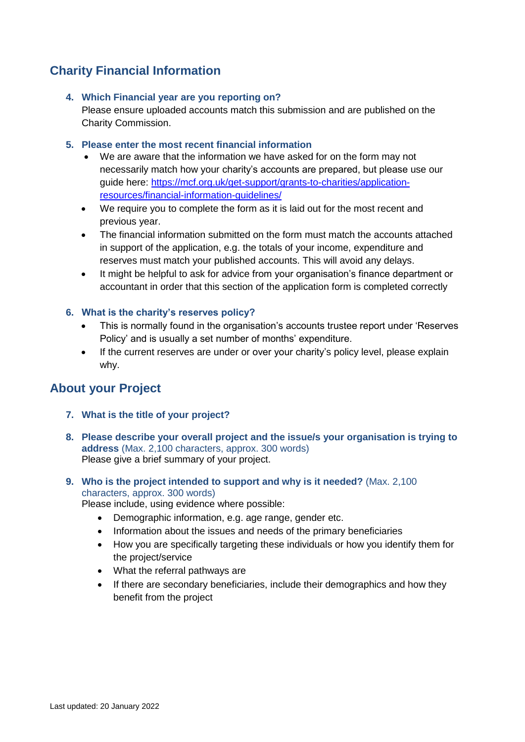## Charity Financial Information

4. **Which Financial year are you reporting on?**
   Please ensure uploaded accounts match this submission and are published on the Charity Commission.

5. **Please enter the most recent financial information**
   - We are aware that the information we have asked for on the form may not necessarily match how your charity's accounts are prepared, but please use our guide here: [https://mcf.org.uk/get-support/grants-to-charities/application-resources/financial-information-guidelines/](https://mcf.org.uk/get-support/grants-to-charities/application-resources/financial-information-guidelines/)
   - We require you to complete the form as it is laid out for the most recent and previous year.
   - The financial information submitted on the form must match the accounts attached in support of the application, e.g. the totals of your income, expenditure and reserves must match your published accounts. This will avoid any delays.
   - It might be helpful to ask for advice from your organisation's finance department or accountant in order that this section of the application form is completed correctly

6. **What is the charity's reserves policy?**
   - This is normally found in the organisation's accounts trustee report under 'Reserves Policy' and is usually a set number of months' expenditure.
   - If the current reserves are under or over your charity's policy level, please explain why.

## About your Project

7. **What is the title of your project?**

8. **Please describe your overall project and the issue/s your organisation is trying to address** (Max. 2,100 characters, approx. 300 words)
   Please give a brief summary of your project.

9. **Who is the project intended to support and why is it needed?** (Max. 2,100 characters, approx. 300 words)
   Please include, using evidence where possible:
   - Demographic information, e.g. age range, gender etc.
   - Information about the issues and needs of the primary beneficiaries
   - How you are specifically targeting these individuals or how you identify them for the project/service
   - What the referral pathways are
   - If there are secondary beneficiaries, include their demographics and how they benefit from the project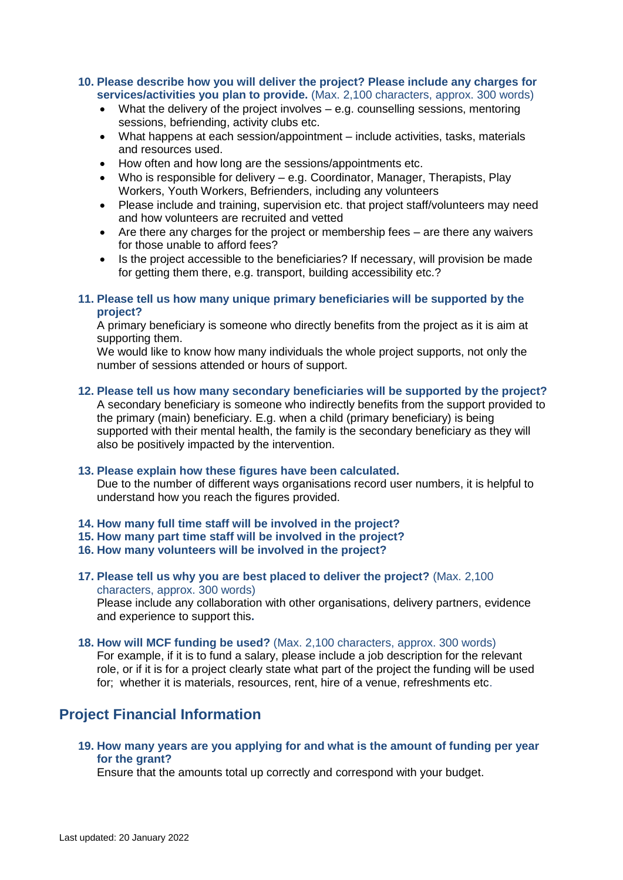10. **Please describe how you will deliver the project? Please include any charges for services/activities you plan to provide.** (Max. 2,100 characters, approx. 300 words)
    - What the delivery of the project involves – e.g. counselling sessions, mentoring sessions, befriending, activity clubs etc.
    - What happens at each session/appointment – include activities, tasks, materials and resources used.
    - How often and how long are the sessions/appointments etc.
    - Who is responsible for delivery – e.g. Coordinator, Manager, Therapists, Play Workers, Youth Workers, Befrienders, including any volunteers
    - Please include and training, supervision etc. that project staff/volunteers may need and how volunteers are recruited and vetted
    - Are there any charges for the project or membership fees – are there any waivers for those unable to afford fees?
    - Is the project accessible to the beneficiaries? If necessary, will provision be made for getting them there, e.g. transport, building accessibility etc.?

11. **Please tell us how many unique primary beneficiaries will be supported by the project?**
    A primary beneficiary is someone who directly benefits from the project as it is aim at supporting them.
    We would like to know how many individuals the whole project supports, not only the number of sessions attended or hours of support.

12. **Please tell us how many secondary beneficiaries will be supported by the project?**
    A secondary beneficiary is someone who indirectly benefits from the support provided to the primary (main) beneficiary. E.g. when a child (primary beneficiary) is being supported with their mental health, the family is the secondary beneficiary as they will also be positively impacted by the intervention.

13. **Please explain how these figures have been calculated.**
    Due to the number of different ways organisations record user numbers, it is helpful to understand how you reach the figures provided.

14. **How many full time staff will be involved in the project?**
15. **How many part time staff will be involved in the project?**
16. **How many volunteers will be involved in the project?**

17. **Please tell us why you are best placed to deliver the project?** (Max. 2,100 characters, approx. 300 words)
    Please include any collaboration with other organisations, delivery partners, evidence and experience to support this.

18. **How will MCF funding be used?** (Max. 2,100 characters, approx. 300 words)
    For example, if it is to fund a salary, please include a job description for the relevant role, or if it is for a project clearly state what part of the project the funding will be used for; whether it is materials, resources, rent, hire of a venue, refreshments etc.

## Project Financial Information

19. **How many years are you applying for and what is the amount of funding per year for the grant?**
    Ensure that the amounts total up correctly and correspond with your budget.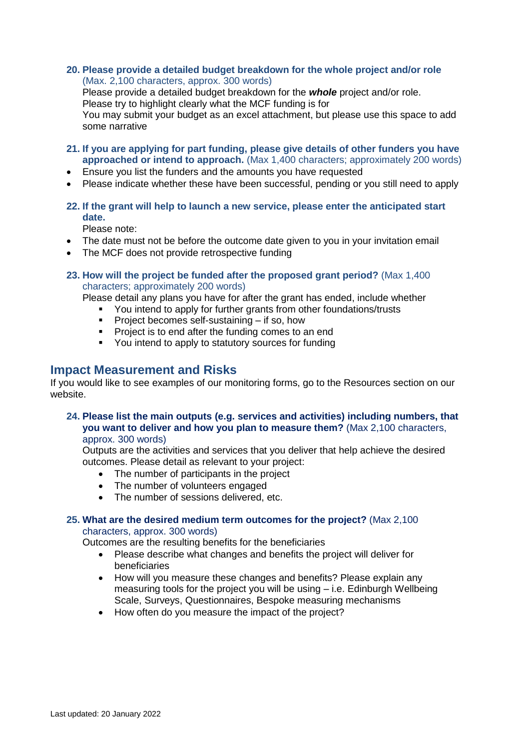**20. Please provide a detailed budget breakdown for the whole project and/or role** (Max. 2,100 characters, approx. 300 words)

Please provide a detailed budget breakdown for the ***whole*** project and/or role.
Please try to highlight clearly what the MCF funding is for
You may submit your budget as an excel attachment, but please use this space to add some narrative

**21. If you are applying for part funding, please give details of other funders you have approached or intend to approach.** (Max 1,400 characters; approximately 200 words)

- Ensure you list the funders and the amounts you have requested
- Please indicate whether these have been successful, pending or you still need to apply

**22. If the grant will help to launch a new service, please enter the anticipated start date.**

Please note:

- The date must not be before the outcome date given to you in your invitation email
- The MCF does not provide retrospective funding

**23. How will the project be funded after the proposed grant period?** (Max 1,400 characters; approximately 200 words)

Please detail any plans you have for after the grant has ended, include whether

- You intend to apply for further grants from other foundations/trusts
- Project becomes self-sustaining – if so, how
- Project is to end after the funding comes to an end
- You intend to apply to statutory sources for funding

## Impact Measurement and Risks

If you would like to see examples of our monitoring forms, go to the Resources section on our website.

**24. Please list the main outputs (e.g. services and activities) including numbers, that you want to deliver and how you plan to measure them?** (Max 2,100 characters, approx. 300 words)

Outputs are the activities and services that you deliver that help achieve the desired outcomes. Please detail as relevant to your project:

- The number of participants in the project
- The number of volunteers engaged
- The number of sessions delivered, etc.

**25. What are the desired medium term outcomes for the project?** (Max 2,100 characters, approx. 300 words)

Outcomes are the resulting benefits for the beneficiaries

- Please describe what changes and benefits the project will deliver for beneficiaries
- How will you measure these changes and benefits? Please explain any measuring tools for the project you will be using – i.e. Edinburgh Wellbeing Scale, Surveys, Questionnaires, Bespoke measuring mechanisms
- How often do you measure the impact of the project?

Last updated: 20 January 2022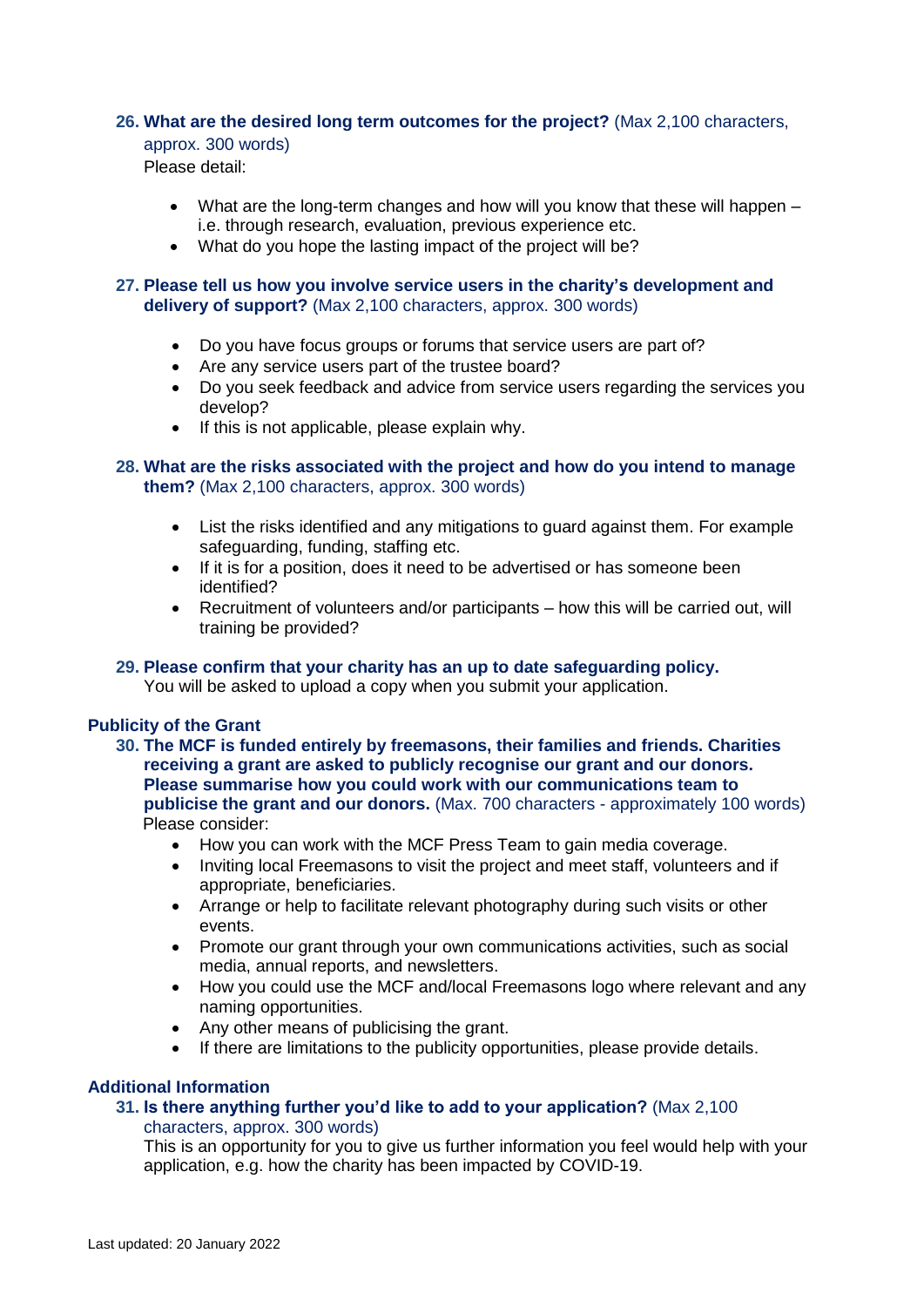**26. What are the desired long term outcomes for the project?** (Max 2,100 characters, approx. 300 words)

Please detail:

- What are the long-term changes and how will you know that these will happen – i.e. through research, evaluation, previous experience etc.
- What do you hope the lasting impact of the project will be?

**27. Please tell us how you involve service users in the charity's development and delivery of support?** (Max 2,100 characters, approx. 300 words)

- Do you have focus groups or forums that service users are part of?
- Are any service users part of the trustee board?
- Do you seek feedback and advice from service users regarding the services you develop?
- If this is not applicable, please explain why.

**28. What are the risks associated with the project and how do you intend to manage them?** (Max 2,100 characters, approx. 300 words)

- List the risks identified and any mitigations to guard against them. For example safeguarding, funding, staffing etc.
- If it is for a position, does it need to be advertised or has someone been identified?
- Recruitment of volunteers and/or participants – how this will be carried out, will training be provided?

**29. Please confirm that your charity has an up to date safeguarding policy.**

You will be asked to upload a copy when you submit your application.

## Publicity of the Grant

**30. The MCF is funded entirely by freemasons, their families and friends. Charities receiving a grant are asked to publicly recognise our grant and our donors. Please summarise how you could work with our communications team to publicise the grant and our donors.** (Max. 700 characters - approximately 100 words)

Please consider:

- How you can work with the MCF Press Team to gain media coverage.
- Inviting local Freemasons to visit the project and meet staff, volunteers and if appropriate, beneficiaries.
- Arrange or help to facilitate relevant photography during such visits or other events.
- Promote our grant through your own communications activities, such as social media, annual reports, and newsletters.
- How you could use the MCF and/local Freemasons logo where relevant and any naming opportunities.
- Any other means of publicising the grant.
- If there are limitations to the publicity opportunities, please provide details.

## Additional Information

**31. Is there anything further you'd like to add to your application?** (Max 2,100 characters, approx. 300 words)

This is an opportunity for you to give us further information you feel would help with your application, e.g. how the charity has been impacted by COVID-19.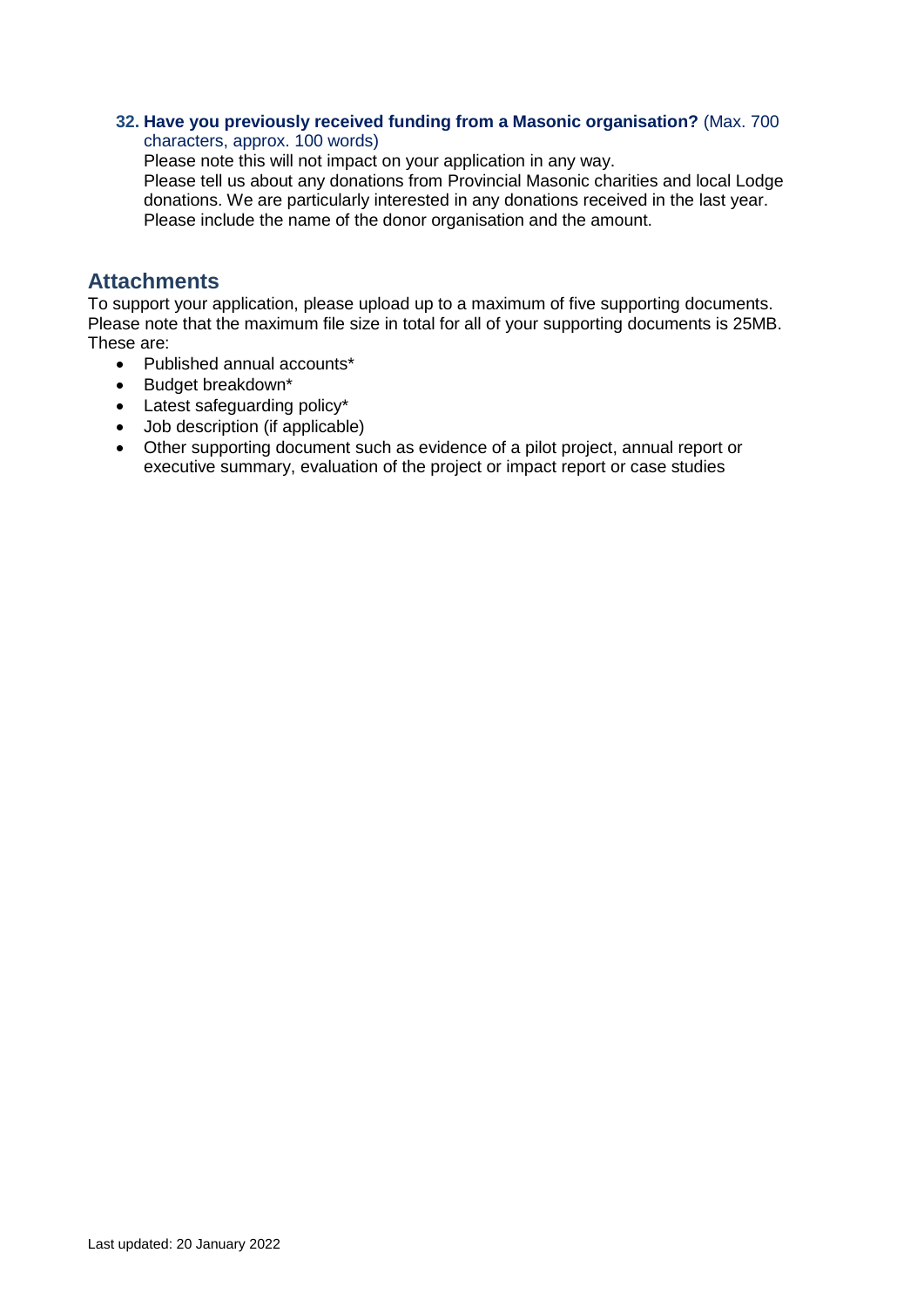**32. Have you previously received funding from a Masonic organisation?** (Max. 700 characters, approx. 100 words)

Please note this will not impact on your application in any way.
Please tell us about any donations from Provincial Masonic charities and local Lodge donations. We are particularly interested in any donations received in the last year. Please include the name of the donor organisation and the amount.

## Attachments

To support your application, please upload up to a maximum of five supporting documents. Please note that the maximum file size in total for all of your supporting documents is 25MB. These are:

- Published annual accounts*
- Budget breakdown*
- Latest safeguarding policy*
- Job description (if applicable)
- Other supporting document such as evidence of a pilot project, annual report or executive summary, evaluation of the project or impact report or case studies

Last updated: 20 January 2022